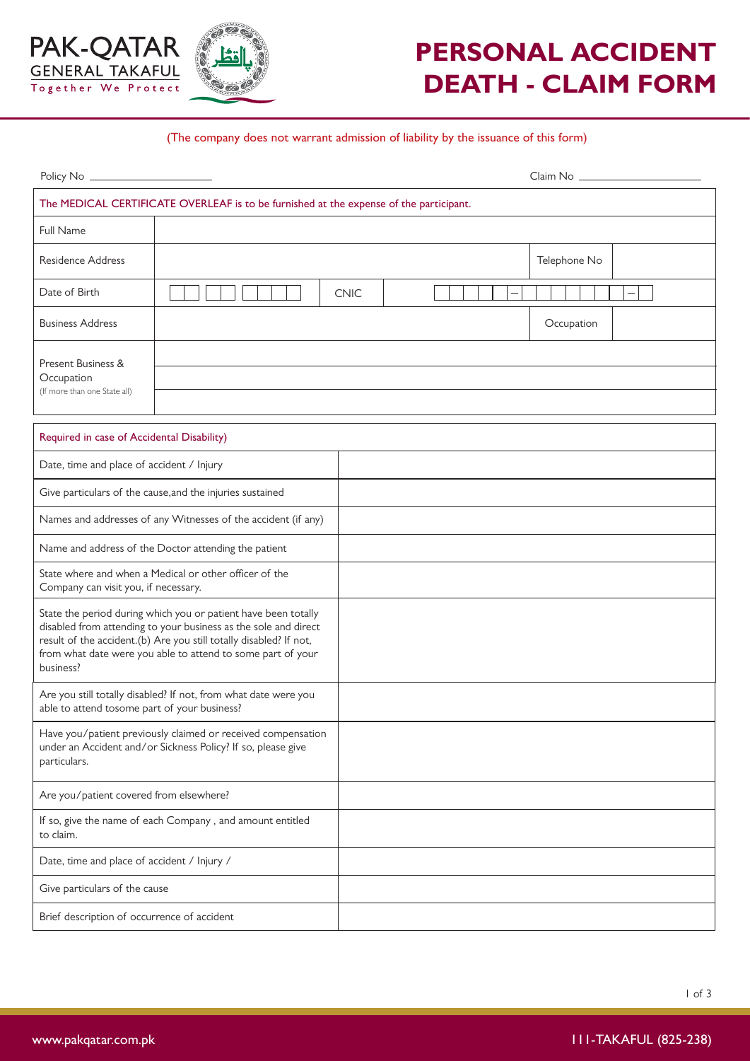PAK-QATAR GENERAL TAKAFUL
Together We Protect

# PERSONAL ACCIDENT DEATH - CLAIM FORM

(The company does not warrant admission of liability by the issuance of this form)

Policy No ____________________ Claim No ____________________

| The MEDICAL CERTIFICATE OVERLEAF is to be furnished at the expense of the participant. | | | |
|---|---|---|---|
| Full Name | | | |
| Residence Address | | Telephone No | |
| Date of Birth | | CNIC | |
| Business Address | | Occupation | |
| Present Business & Occupation (If more than one State all) | | | |

| Required in case of Accidental Disability) | |
|---|---|
| Date, time and place of accident / Injury | |
| Give particulars of the cause,and the injuries sustained | |
| Names and addresses of any Witnesses of the accident (if any) | |
| Name and address of the Doctor attending the patient | |
| State where and when a Medical or other officer of the Company can visit you, if necessary. | |
| State the period during which you or patient have been totally disabled from attending to your business as the sole and direct result of the accident.(b) Are you still totally disabled? If not, from what date were you able to attend to some part of your business? | |
| Are you still totally disabled? If not, from what date were you able to attend tosome part of your business? | |
| Have you/patient previously claimed or received compensation under an Accident and/or Sickness Policy? If so, please give particulars. | |
| Are you/patient covered from elsewhere? | |
| If so, give the name of each Company , and amount entitled to claim. | |
| Date, time and place of accident / Injury / | |
| Give particulars of the cause | |
| Brief description of occurrence of accident | |

www.pakqatar.com.pk 111-TAKAFUL (825-238)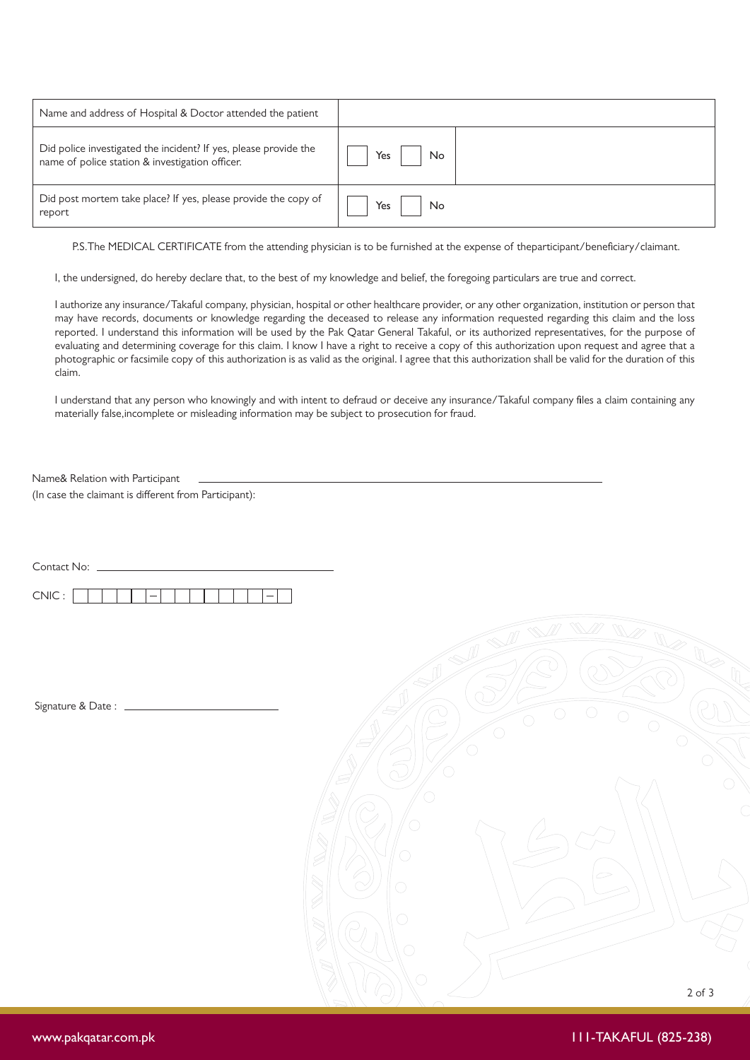| Name and address of Hospital & Doctor attended the patient | | |
|---|---|---|
| Did police investigated the incident? If yes, please provide the name of police station & investigation officer. | ☐ Yes ☐ No | |
| Did post mortem take place? If yes, please provide the copy of report | ☐ Yes ☐ No | |

P.S.The MEDICAL CERTIFICATE from the attending physician is to be furnished at the expense of theparticipant/beneficiary/claimant.

I, the undersigned, do hereby declare that, to the best of my knowledge and belief, the foregoing particulars are true and correct.

I authorize any insurance/Takaful company, physician, hospital or other healthcare provider, or any other organization, institution or person that may have records, documents or knowledge regarding the deceased to release any information requested regarding this claim and the loss reported. I understand this information will be used by the Pak Qatar General Takaful, or its authorized representatives, for the purpose of evaluating and determining coverage for this claim. I know I have a right to receive a copy of this authorization upon request and agree that a photographic or facsimile copy of this authorization is as valid as the original. I agree that this authorization shall be valid for the duration of this claim.

I understand that any person who knowingly and with intent to defraud or deceive any insurance/Takaful company files a claim containing any materially false,incomplete or misleading information may be subject to prosecution for fraud.

Name& Relation with Participant ______________________________
(In case the claimant is different from Participant):

Contact No: ______________________________

CNIC : ☐☐☐☐☐ – ☐☐☐☐☐☐☐ – ☐

Signature & Date : ______________________________

www.pakqatar.com.pk

111-TAKAFUL (825-238)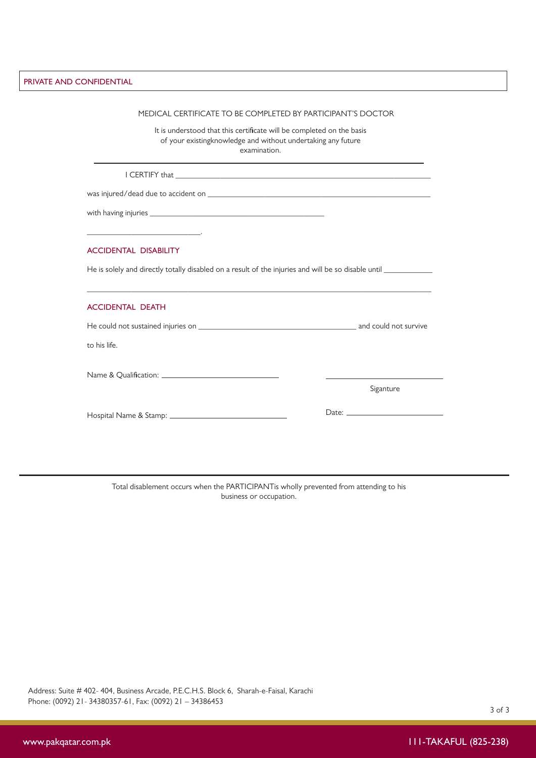PRIVATE AND CONFIDENTIAL

## MEDICAL CERTIFICATE TO BE COMPLETED BY PARTICIPANT'S DOCTOR

It is understood that this certificate will be completed on the basis of your existingknowledge and without undertaking any future examination.

---

I CERTIFY that ____________________________________________

was injured/dead due to accident on ____________________________________________

with having injuries ________________________________

____________________.

### ACCIDENTAL DISABILITY

He is solely and directly totally disabled on a result of the injuries and will be so disable until __________

____________________________________________

### ACCIDENTAL DEATH

He could not sustained injuries on ______________________________ and could not survive

to his life.

Name & Qualification: ______________________

______________________
Siganture

Hospital Name & Stamp: ______________________

Date: ______________________

---

Total disablement occurs when the PARTICIPANTis wholly prevented from attending to his business or occupation.

Address: Suite # 402- 404, Business Arcade, P.E.C.H.S. Block 6, Sharah-e-Faisal, Karachi
Phone: (0092) 21- 34380357-61, Fax: (0092) 21 – 34386453

www.pakqatar.com.pk

111-TAKAFUL (825-238)